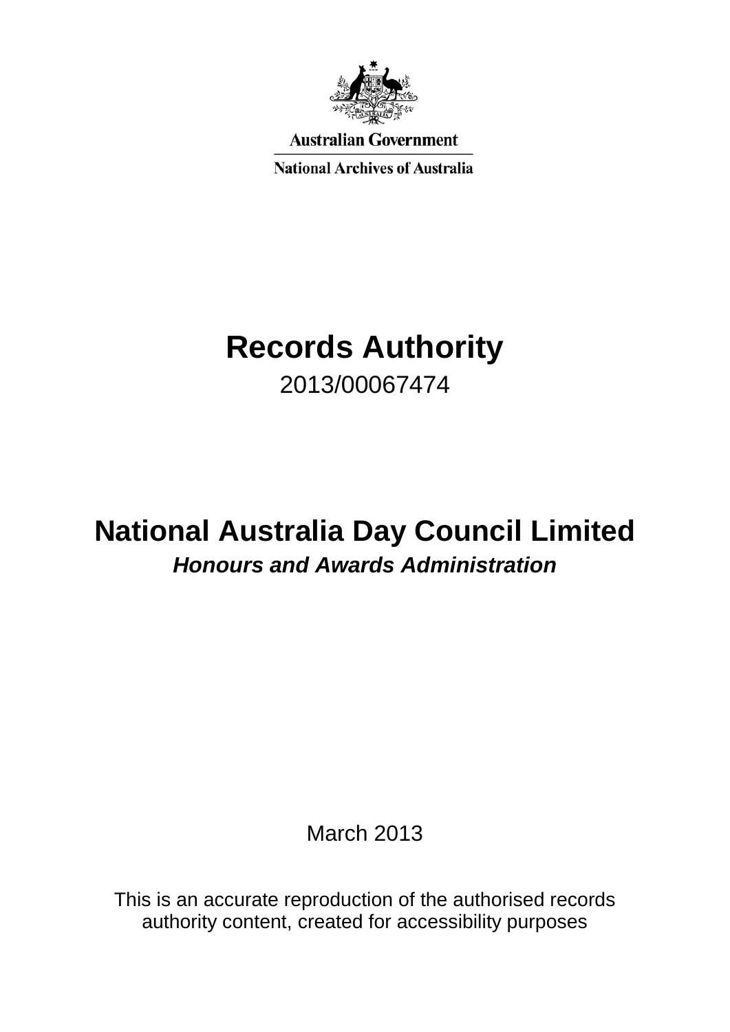Australian Government

National Archives of Australia

# Records Authority

2013/00067474

# National Australia Day Council Limited

***Honours and Awards Administration***

March 2013

This is an accurate reproduction of the authorised records authority content, created for accessibility purposes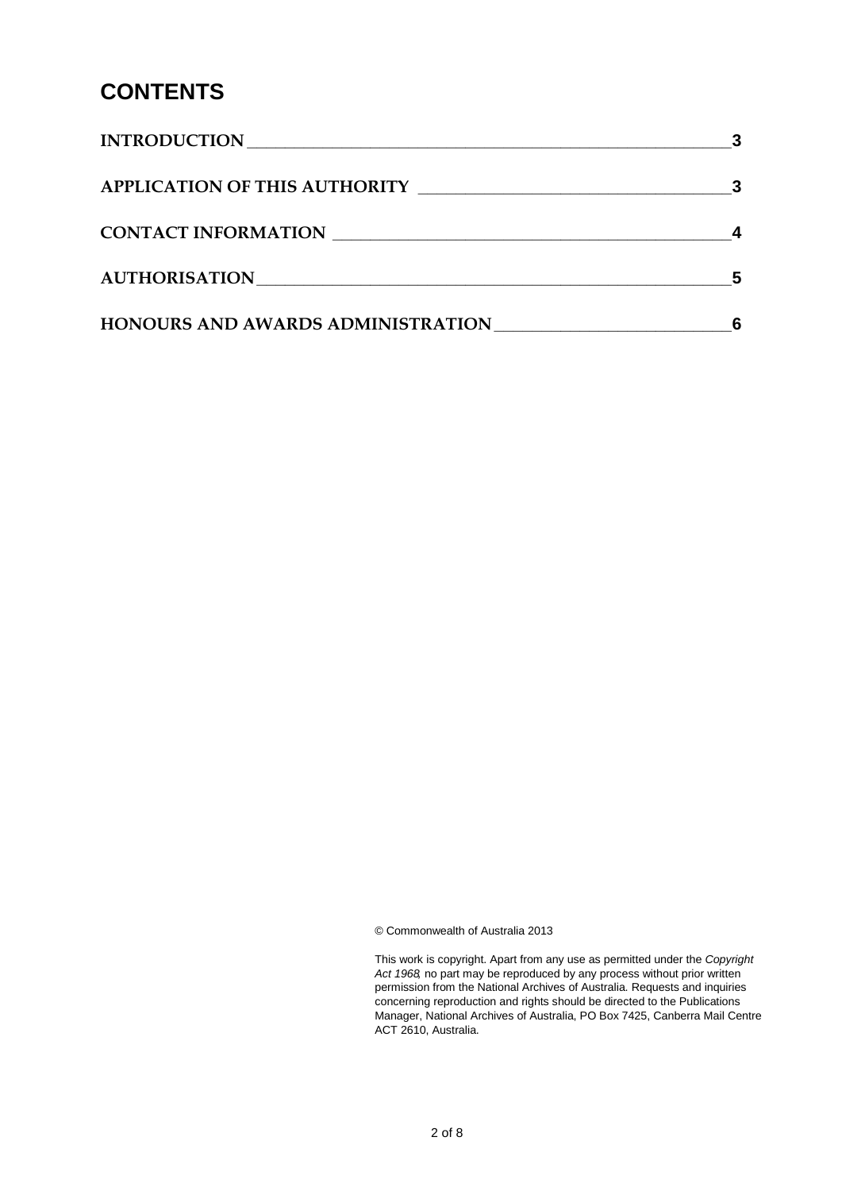# CONTENTS

| | |
|---|---|
| **INTRODUCTION** | **3** |
| **APPLICATION OF THIS AUTHORITY** | **3** |
| **CONTACT INFORMATION** | **4** |
| **AUTHORISATION** | **5** |
| **HONOURS AND AWARDS ADMINISTRATION** | **6** |

© Commonwealth of Australia 2013

This work is copyright. Apart from any use as permitted under the *Copyright Act 1968*, no part may be reproduced by any process without prior written permission from the National Archives of Australia. Requests and inquiries concerning reproduction and rights should be directed to the Publications Manager, National Archives of Australia, PO Box 7425, Canberra Mail Centre ACT 2610, Australia.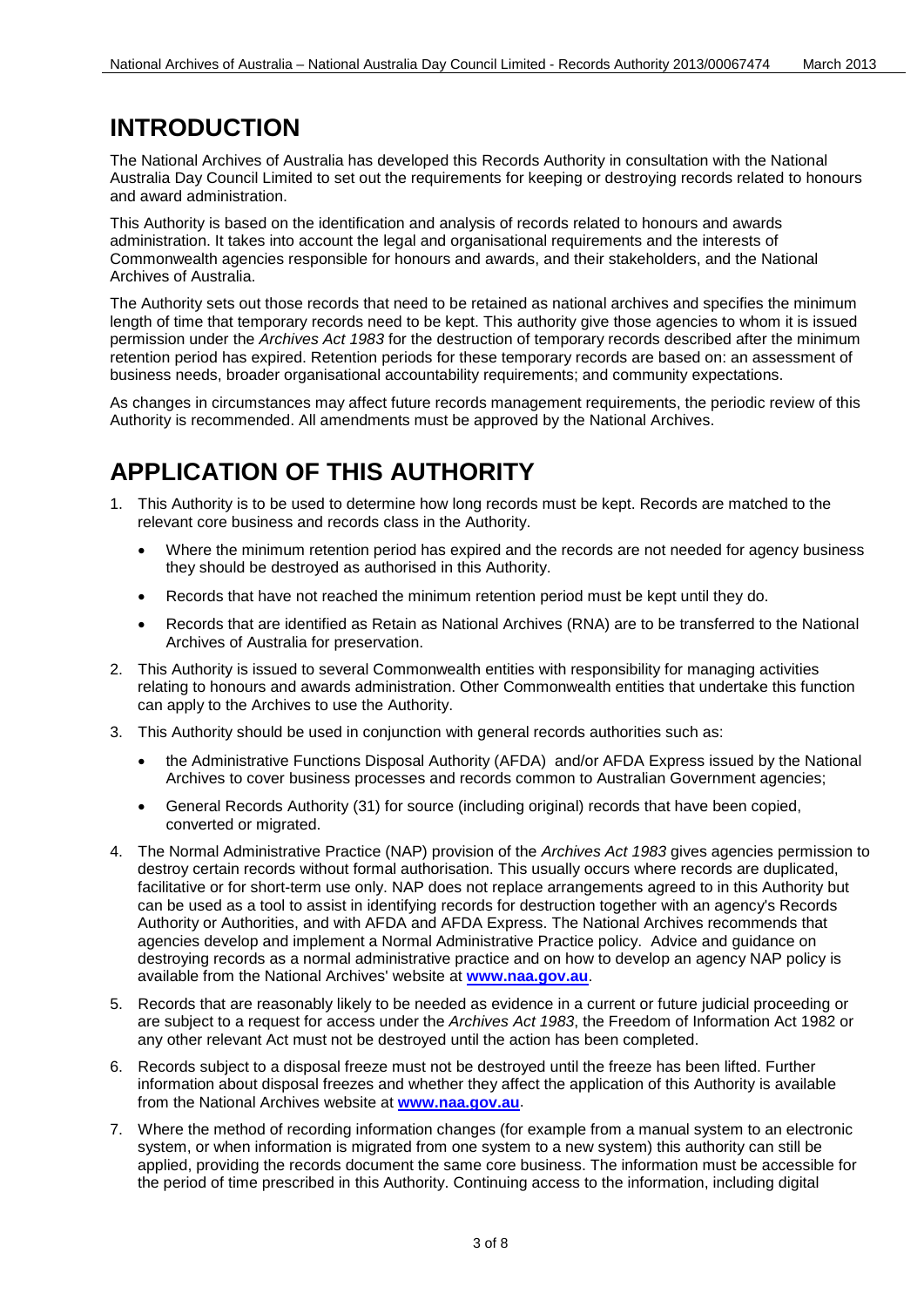# INTRODUCTION

The National Archives of Australia has developed this Records Authority in consultation with the National Australia Day Council Limited to set out the requirements for keeping or destroying records related to honours and award administration.

This Authority is based on the identification and analysis of records related to honours and awards administration. It takes into account the legal and organisational requirements and the interests of Commonwealth agencies responsible for honours and awards, and their stakeholders, and the National Archives of Australia.

The Authority sets out those records that need to be retained as national archives and specifies the minimum length of time that temporary records need to be kept. This authority give those agencies to whom it is issued permission under the *Archives Act 1983* for the destruction of temporary records described after the minimum retention period has expired. Retention periods for these temporary records are based on: an assessment of business needs, broader organisational accountability requirements; and community expectations.

As changes in circumstances may affect future records management requirements, the periodic review of this Authority is recommended. All amendments must be approved by the National Archives.

# APPLICATION OF THIS AUTHORITY

1. This Authority is to be used to determine how long records must be kept. Records are matched to the relevant core business and records class in the Authority.
   - Where the minimum retention period has expired and the records are not needed for agency business they should be destroyed as authorised in this Authority.
   - Records that have not reached the minimum retention period must be kept until they do.
   - Records that are identified as Retain as National Archives (RNA) are to be transferred to the National Archives of Australia for preservation.
2. This Authority is issued to several Commonwealth entities with responsibility for managing activities relating to honours and awards administration. Other Commonwealth entities that undertake this function can apply to the Archives to use the Authority.
3. This Authority should be used in conjunction with general records authorities such as:
   - the Administrative Functions Disposal Authority (AFDA) and/or AFDA Express issued by the National Archives to cover business processes and records common to Australian Government agencies;
   - General Records Authority (31) for source (including original) records that have been copied, converted or migrated.
4. The Normal Administrative Practice (NAP) provision of the *Archives Act 1983* gives agencies permission to destroy certain records without formal authorisation. This usually occurs where records are duplicated, facilitative or for short-term use only. NAP does not replace arrangements agreed to in this Authority but can be used as a tool to assist in identifying records for destruction together with an agency's Records Authority or Authorities, and with AFDA and AFDA Express. The National Archives recommends that agencies develop and implement a Normal Administrative Practice policy. Advice and guidance on destroying records as a normal administrative practice and on how to develop an agency NAP policy is available from the National Archives' website at **www.naa.gov.au**.
5. Records that are reasonably likely to be needed as evidence in a current or future judicial proceeding or are subject to a request for access under the *Archives Act 1983*, the Freedom of Information Act 1982 or any other relevant Act must not be destroyed until the action has been completed.
6. Records subject to a disposal freeze must not be destroyed until the freeze has been lifted. Further information about disposal freezes and whether they affect the application of this Authority is available from the National Archives website at **www.naa.gov.au**.
7. Where the method of recording information changes (for example from a manual system to an electronic system, or when information is migrated from one system to a new system) this authority can still be applied, providing the records document the same core business. The information must be accessible for the period of time prescribed in this Authority. Continuing access to the information, including digital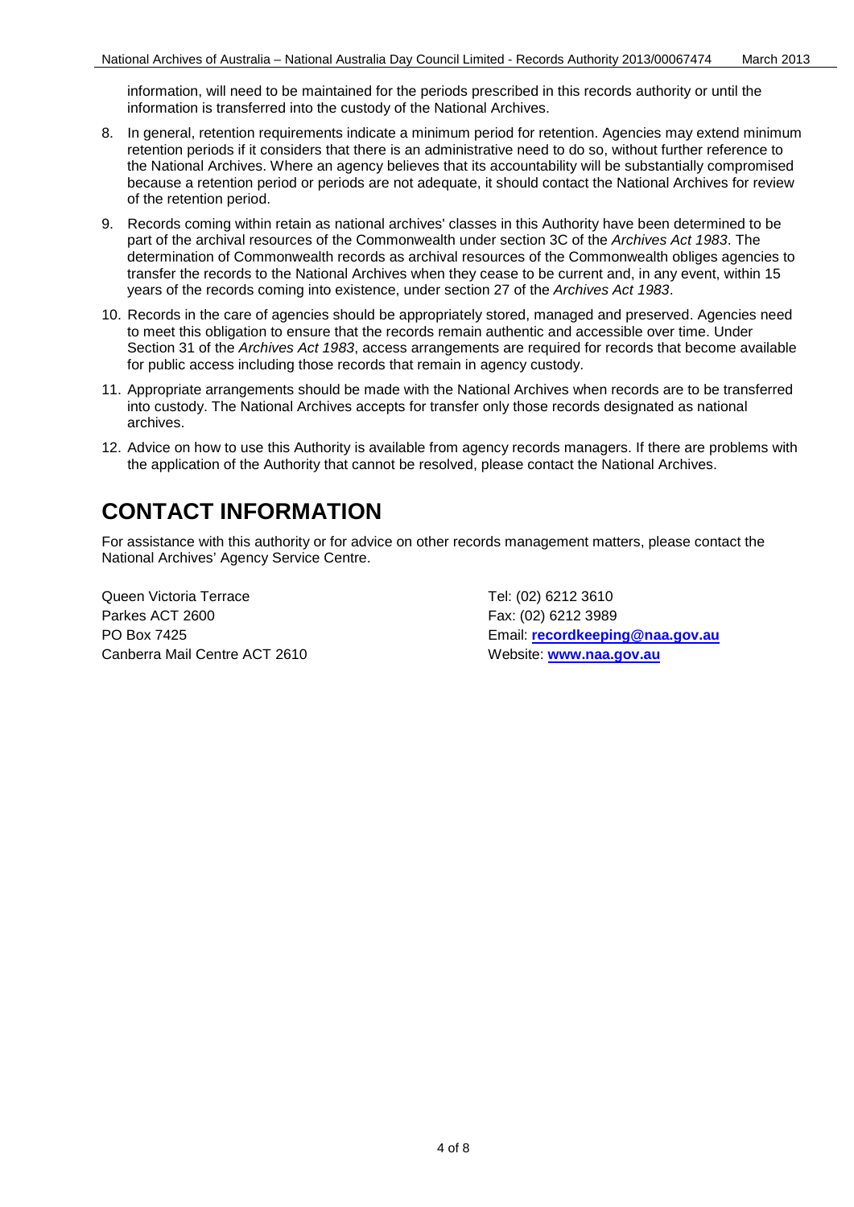information, will need to be maintained for the periods prescribed in this records authority or until the information is transferred into the custody of the National Archives.

8. In general, retention requirements indicate a minimum period for retention. Agencies may extend minimum retention periods if it considers that there is an administrative need to do so, without further reference to the National Archives. Where an agency believes that its accountability will be substantially compromised because a retention period or periods are not adequate, it should contact the National Archives for review of the retention period.
9. Records coming within retain as national archives' classes in this Authority have been determined to be part of the archival resources of the Commonwealth under section 3C of the *Archives Act 1983*. The determination of Commonwealth records as archival resources of the Commonwealth obliges agencies to transfer the records to the National Archives when they cease to be current and, in any event, within 15 years of the records coming into existence, under section 27 of the *Archives Act 1983*.
10. Records in the care of agencies should be appropriately stored, managed and preserved. Agencies need to meet this obligation to ensure that the records remain authentic and accessible over time. Under Section 31 of the *Archives Act 1983*, access arrangements are required for records that become available for public access including those records that remain in agency custody.
11. Appropriate arrangements should be made with the National Archives when records are to be transferred into custody. The National Archives accepts for transfer only those records designated as national archives.
12. Advice on how to use this Authority is available from agency records managers. If there are problems with the application of the Authority that cannot be resolved, please contact the National Archives.

# CONTACT INFORMATION

For assistance with this authority or for advice on other records management matters, please contact the National Archives' Agency Service Centre.

Queen Victoria Terrace
Parkes ACT 2600
PO Box 7425
Canberra Mail Centre ACT 2610

Tel: (02) 6212 3610
Fax: (02) 6212 3989
Email: **recordkeeping@naa.gov.au**
Website: **www.naa.gov.au**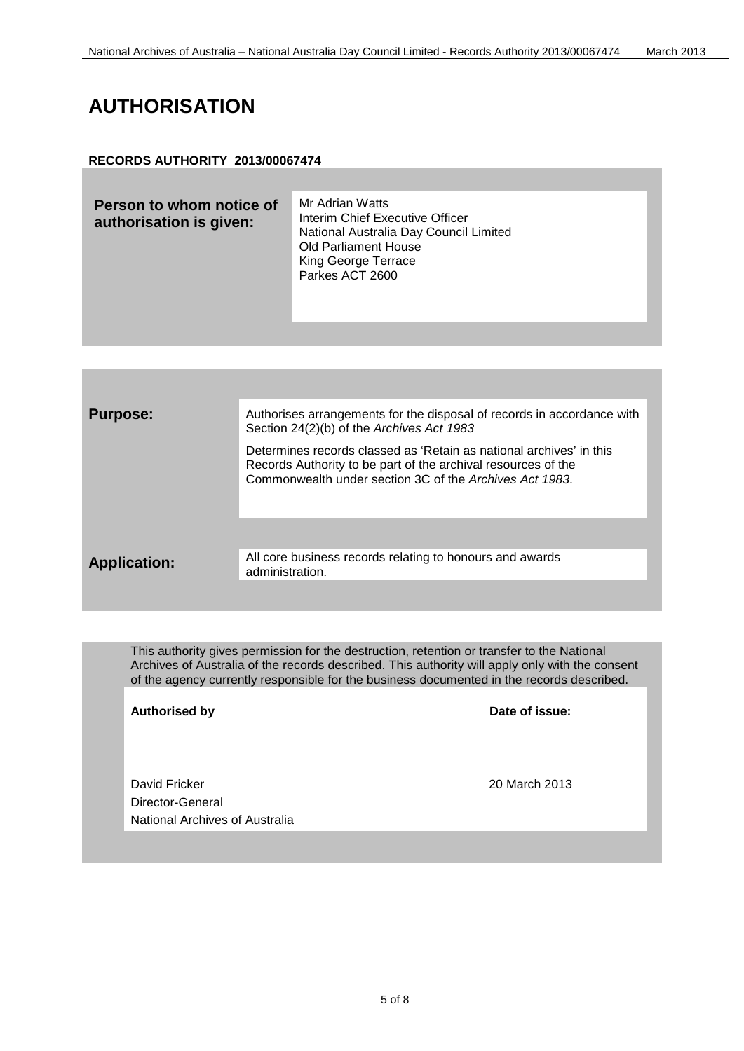# AUTHORISATION

**RECORDS AUTHORITY 2013/00067474**

| | |
|---|---|
| **Person to whom notice of authorisation is given:** | Mr Adrian Watts<br>Interim Chief Executive Officer<br>National Australia Day Council Limited<br>Old Parliament House<br>King George Terrace<br>Parkes ACT 2600 |

| | |
|---|---|
| **Purpose:** | Authorises arrangements for the disposal of records in accordance with Section 24(2)(b) of the *Archives Act 1983*<br><br>Determines records classed as 'Retain as national archives' in this Records Authority to be part of the archival resources of the Commonwealth under section 3C of the *Archives Act 1983*. |
| **Application:** | All core business records relating to honours and awards administration. |

This authority gives permission for the destruction, retention or transfer to the National Archives of Australia of the records described. This authority will apply only with the consent of the agency currently responsible for the business documented in the records described.

| **Authorised by** | **Date of issue:** |
|---|---|
| David Fricker<br>Director-General<br>National Archives of Australia | 20 March 2013 |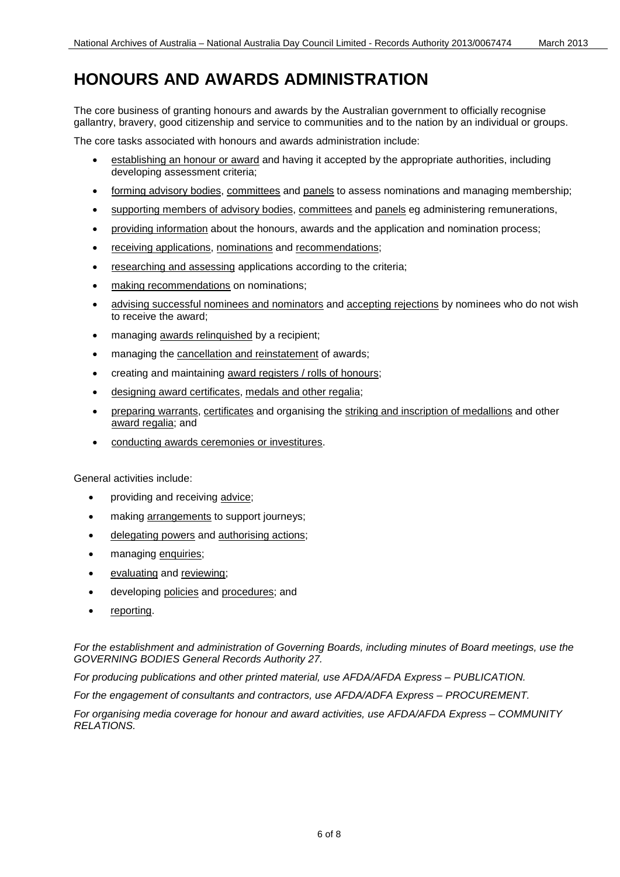# HONOURS AND AWARDS ADMINISTRATION

The core business of granting honours and awards by the Australian government to officially recognise gallantry, bravery, good citizenship and service to communities and to the nation by an individual or groups.

The core tasks associated with honours and awards administration include:

- establishing an honour or award and having it accepted by the appropriate authorities, including developing assessment criteria;
- forming advisory bodies, committees and panels to assess nominations and managing membership;
- supporting members of advisory bodies, committees and panels eg administering remunerations,
- providing information about the honours, awards and the application and nomination process;
- receiving applications, nominations and recommendations;
- researching and assessing applications according to the criteria;
- making recommendations on nominations;
- advising successful nominees and nominators and accepting rejections by nominees who do not wish to receive the award;
- managing awards relinquished by a recipient;
- managing the cancellation and reinstatement of awards;
- creating and maintaining award registers / rolls of honours;
- designing award certificates, medals and other regalia;
- preparing warrants, certificates and organising the striking and inscription of medallions and other award regalia; and
- conducting awards ceremonies or investitures.

General activities include:

- providing and receiving advice;
- making arrangements to support journeys;
- delegating powers and authorising actions;
- managing enquiries;
- evaluating and reviewing;
- developing policies and procedures; and
- reporting.

*For the establishment and administration of Governing Boards, including minutes of Board meetings, use the GOVERNING BODIES General Records Authority 27.*

*For producing publications and other printed material, use AFDA/AFDA Express – PUBLICATION.*

*For the engagement of consultants and contractors, use AFDA/ADFA Express – PROCUREMENT.*

*For organising media coverage for honour and award activities, use AFDA/AFDA Express – COMMUNITY RELATIONS.*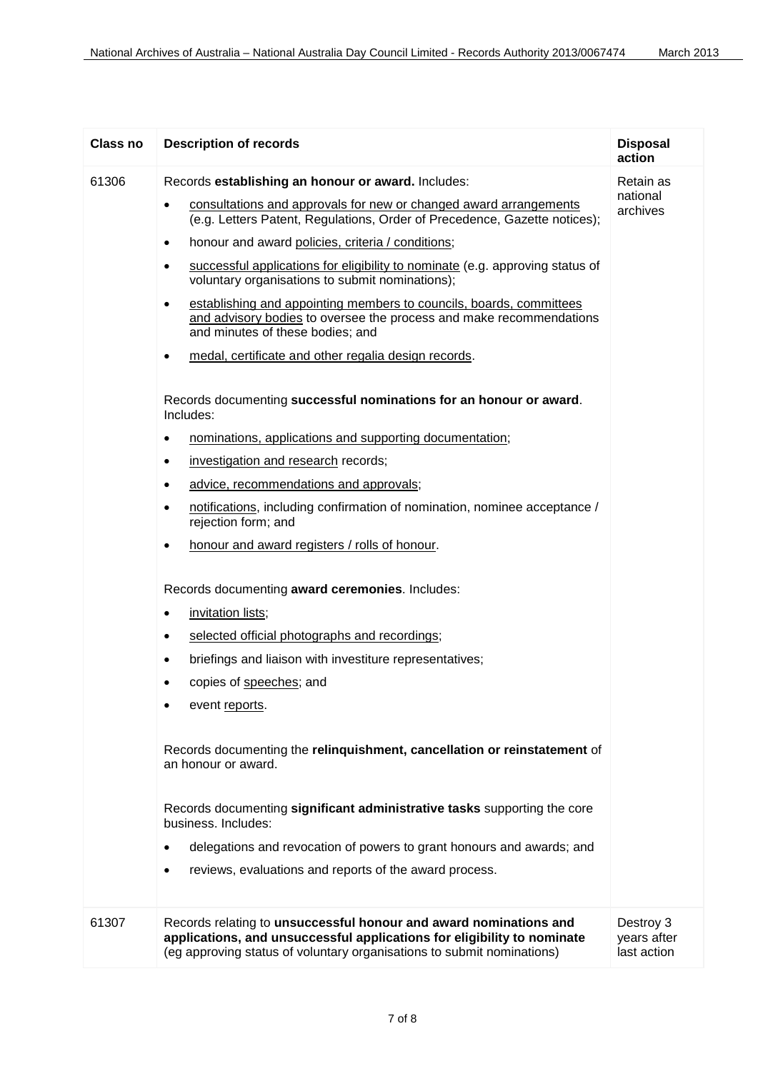| Class no | Description of records | Disposal action |
|---|---|---|
| 61306 | Records **establishing an honour or award.** Includes:<br>• consultations and approvals for new or changed award arrangements (e.g. Letters Patent, Regulations, Order of Precedence, Gazette notices);<br>• honour and award policies, criteria / conditions;<br>• successful applications for eligibility to nominate (e.g. approving status of voluntary organisations to submit nominations);<br>• establishing and appointing members to councils, boards, committees and advisory bodies to oversee the process and make recommendations and minutes of these bodies; and<br>• medal, certificate and other regalia design records.<br><br>Records documenting **successful nominations for an honour or award**. Includes:<br>• nominations, applications and supporting documentation;<br>• investigation and research records;<br>• advice, recommendations and approvals;<br>• notifications, including confirmation of nomination, nominee acceptance / rejection form; and<br>• honour and award registers / rolls of honour.<br><br>Records documenting **award ceremonies**. Includes:<br>• invitation lists;<br>• selected official photographs and recordings;<br>• briefings and liaison with investiture representatives;<br>• copies of speeches; and<br>• event reports.<br><br>Records documenting the **relinquishment, cancellation or reinstatement** of an honour or award.<br><br>Records documenting **significant administrative tasks** supporting the core business. Includes:<br>• delegations and revocation of powers to grant honours and awards; and<br>• reviews, evaluations and reports of the award process. | Retain as national archives |
| 61307 | Records relating to **unsuccessful honour and award nominations and applications, and unsuccessful applications for eligibility to nominate** (eg approving status of voluntary organisations to submit nominations) | Destroy 3 years after last action |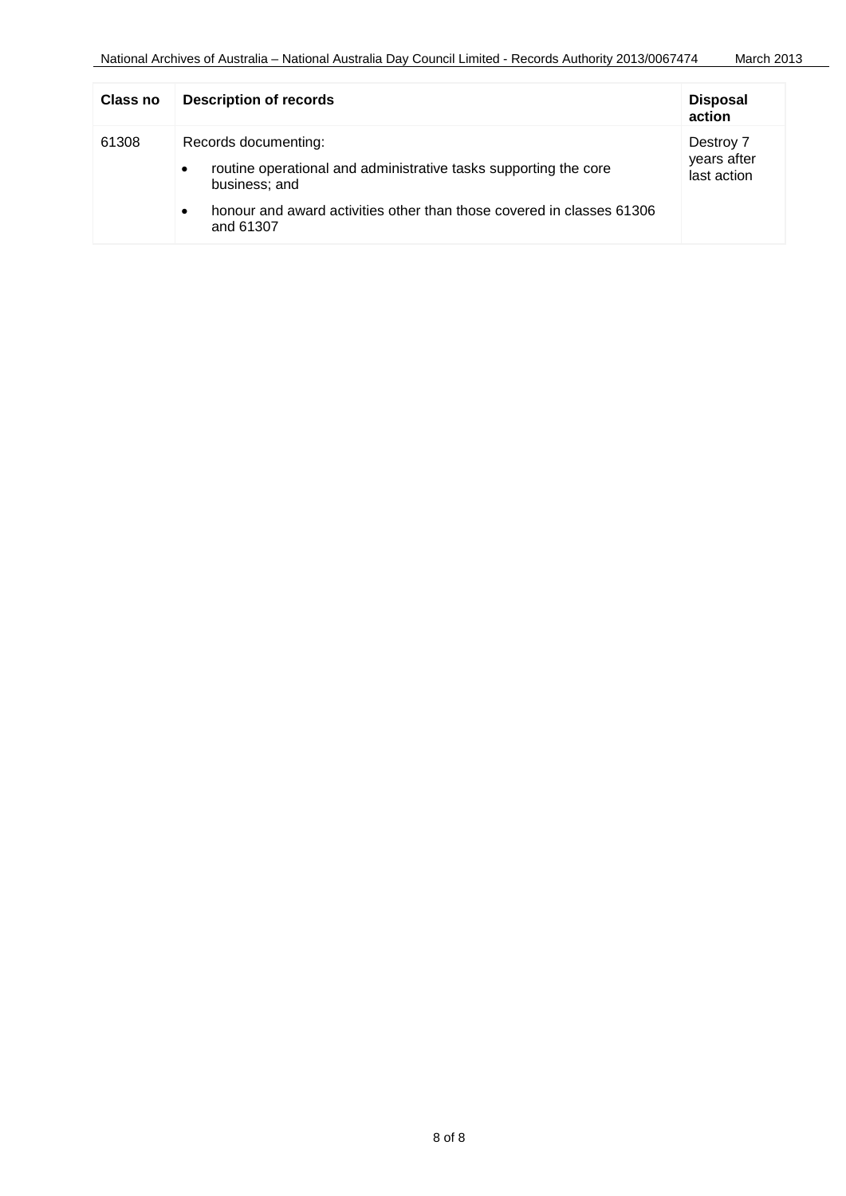| Class no | Description of records | Disposal action |
| --- | --- | --- |
| 61308 | Records documenting:<br>• routine operational and administrative tasks supporting the core business; and<br>• honour and award activities other than those covered in classes 61306 and 61307 | Destroy 7 years after last action |